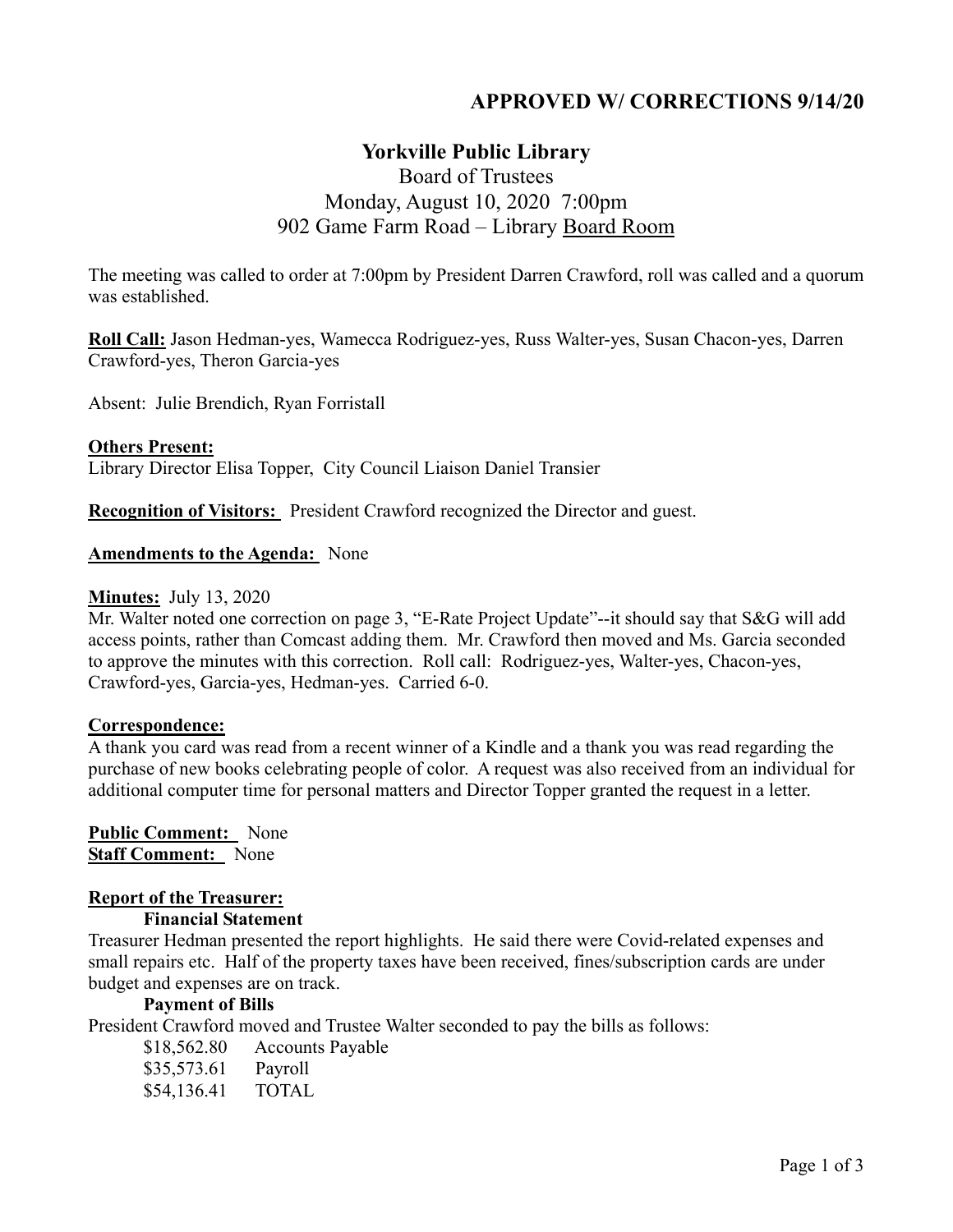**APPROVED W/ CORRECTIONS 9/14/20**

# Yorkville Public Library

Board of Trustees
Monday, August 10, 2020 7:00pm
902 Game Farm Road – Library Board Room

The meeting was called to order at 7:00pm by President Darren Crawford, roll was called and a quorum was established.

**Roll Call:** Jason Hedman-yes, Wamecca Rodriguez-yes, Russ Walter-yes, Susan Chacon-yes, Darren Crawford-yes, Theron Garcia-yes

Absent: Julie Brendich, Ryan Forristall

**Others Present:**
Library Director Elisa Topper, City Council Liaison Daniel Transier

**Recognition of Visitors:** President Crawford recognized the Director and guest.

**Amendments to the Agenda:** None

**Minutes:** July 13, 2020
Mr. Walter noted one correction on page 3, "E-Rate Project Update"--it should say that S&G will add access points, rather than Comcast adding them. Mr. Crawford then moved and Ms. Garcia seconded to approve the minutes with this correction. Roll call: Rodriguez-yes, Walter-yes, Chacon-yes, Crawford-yes, Garcia-yes, Hedman-yes. Carried 6-0.

**Correspondence:**
A thank you card was read from a recent winner of a Kindle and a thank you was read regarding the purchase of new books celebrating people of color. A request was also received from an individual for additional computer time for personal matters and Director Topper granted the request in a letter.

**Public Comment:** None
**Staff Comment:** None

**Report of the Treasurer:**

**Financial Statement**
Treasurer Hedman presented the report highlights. He said there were Covid-related expenses and small repairs etc. Half of the property taxes have been received, fines/subscription cards are under budget and expenses are on track.

**Payment of Bills**
President Crawford moved and Trustee Walter seconded to pay the bills as follows:

| | |
|---|---|
| $18,562.80 | Accounts Payable |
| $35,573.61 | Payroll |
| $54,136.41 | TOTAL |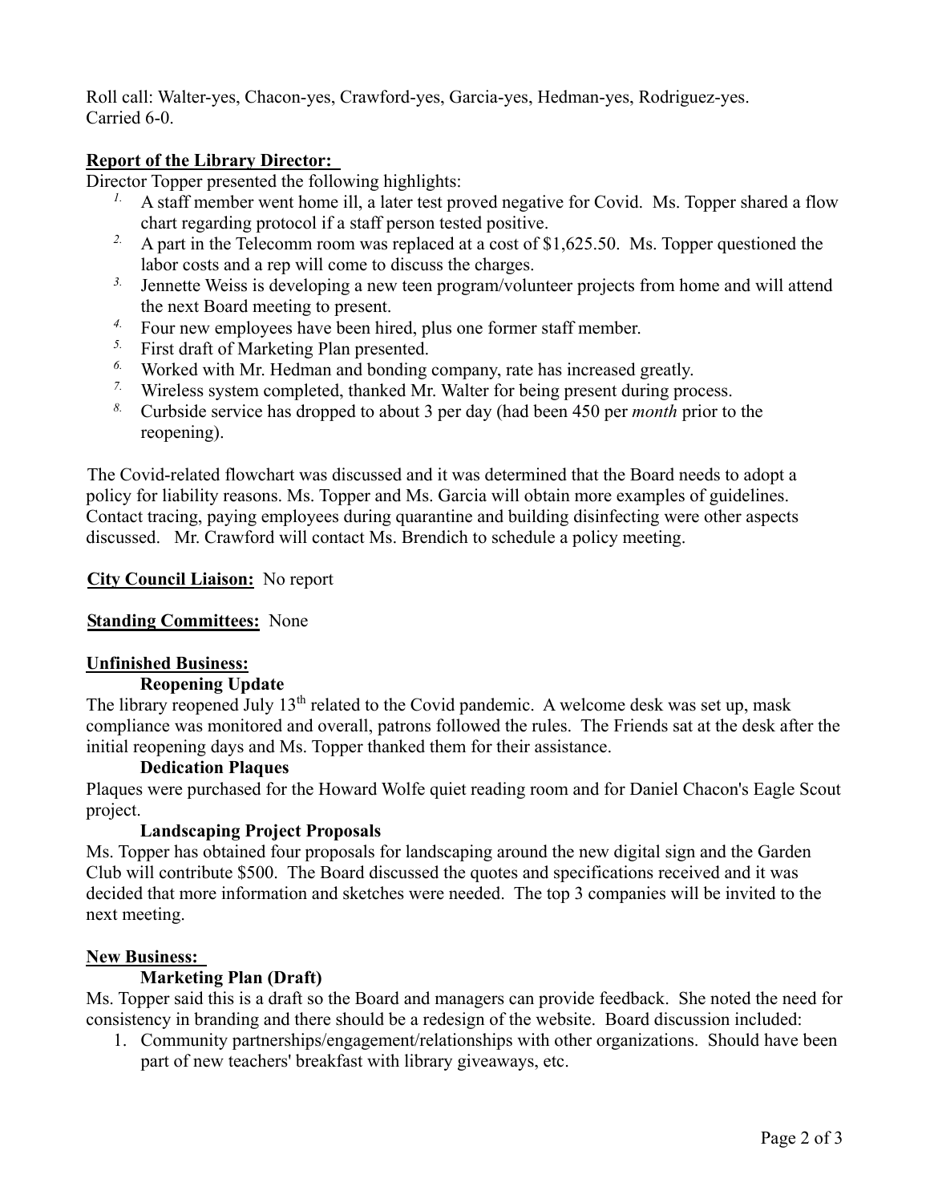Roll call: Walter-yes, Chacon-yes, Crawford-yes, Garcia-yes, Hedman-yes, Rodriguez-yes. Carried 6-0.

**Report of the Library Director:**

Director Topper presented the following highlights:

1. A staff member went home ill, a later test proved negative for Covid. Ms. Topper shared a flow chart regarding protocol if a staff person tested positive.
2. A part in the Telecomm room was replaced at a cost of $1,625.50. Ms. Topper questioned the labor costs and a rep will come to discuss the charges.
3. Jennette Weiss is developing a new teen program/volunteer projects from home and will attend the next Board meeting to present.
4. Four new employees have been hired, plus one former staff member.
5. First draft of Marketing Plan presented.
6. Worked with Mr. Hedman and bonding company, rate has increased greatly.
7. Wireless system completed, thanked Mr. Walter for being present during process.
8. Curbside service has dropped to about 3 per day (had been 450 per *month* prior to the reopening).

The Covid-related flowchart was discussed and it was determined that the Board needs to adopt a policy for liability reasons. Ms. Topper and Ms. Garcia will obtain more examples of guidelines. Contact tracing, paying employees during quarantine and building disinfecting were other aspects discussed. Mr. Crawford will contact Ms. Brendich to schedule a policy meeting.

**City Council Liaison:** No report

**Standing Committees:** None

**Unfinished Business:**

**Reopening Update**

The library reopened July 13th related to the Covid pandemic. A welcome desk was set up, mask compliance was monitored and overall, patrons followed the rules. The Friends sat at the desk after the initial reopening days and Ms. Topper thanked them for their assistance.

**Dedication Plaques**

Plaques were purchased for the Howard Wolfe quiet reading room and for Daniel Chacon's Eagle Scout project.

**Landscaping Project Proposals**

Ms. Topper has obtained four proposals for landscaping around the new digital sign and the Garden Club will contribute $500. The Board discussed the quotes and specifications received and it was decided that more information and sketches were needed. The top 3 companies will be invited to the next meeting.

**New Business:**

**Marketing Plan (Draft)**

Ms. Topper said this is a draft so the Board and managers can provide feedback. She noted the need for consistency in branding and there should be a redesign of the website. Board discussion included:

1. Community partnerships/engagement/relationships with other organizations. Should have been part of new teachers' breakfast with library giveaways, etc.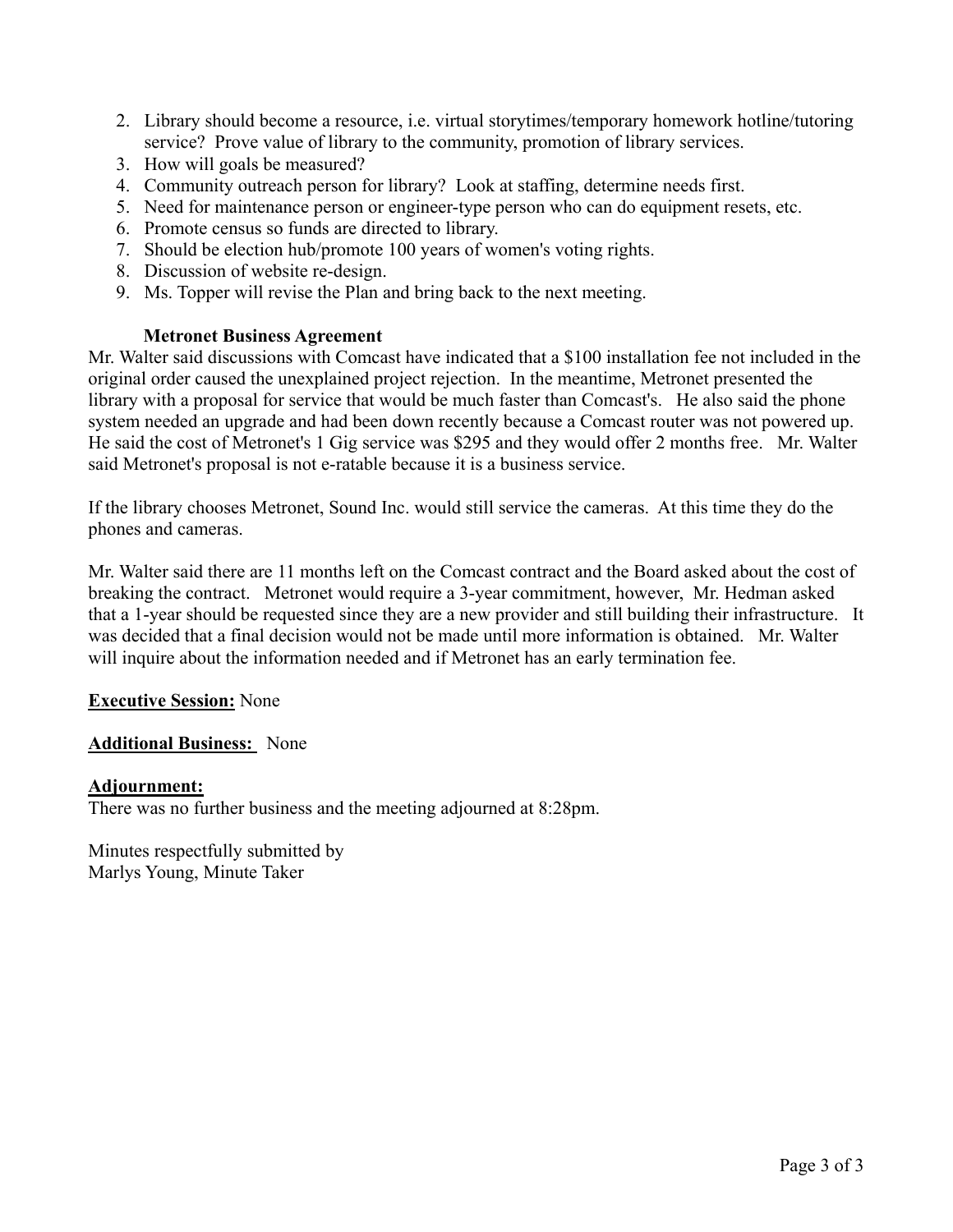2. Library should become a resource, i.e. virtual storytimes/temporary homework hotline/tutoring service? Prove value of library to the community, promotion of library services.
3. How will goals be measured?
4. Community outreach person for library? Look at staffing, determine needs first.
5. Need for maintenance person or engineer-type person who can do equipment resets, etc.
6. Promote census so funds are directed to library.
7. Should be election hub/promote 100 years of women's voting rights.
8. Discussion of website re-design.
9. Ms. Topper will revise the Plan and bring back to the next meeting.

**Metronet Business Agreement**

Mr. Walter said discussions with Comcast have indicated that a $100 installation fee not included in the original order caused the unexplained project rejection. In the meantime, Metronet presented the library with a proposal for service that would be much faster than Comcast's. He also said the phone system needed an upgrade and had been down recently because a Comcast router was not powered up. He said the cost of Metronet's 1 Gig service was $295 and they would offer 2 months free. Mr. Walter said Metronet's proposal is not e-ratable because it is a business service.

If the library chooses Metronet, Sound Inc. would still service the cameras. At this time they do the phones and cameras.

Mr. Walter said there are 11 months left on the Comcast contract and the Board asked about the cost of breaking the contract. Metronet would require a 3-year commitment, however, Mr. Hedman asked that a 1-year should be requested since they are a new provider and still building their infrastructure. It was decided that a final decision would not be made until more information is obtained. Mr. Walter will inquire about the information needed and if Metronet has an early termination fee.

**Executive Session:** None

**Additional Business:** None

**Adjournment:**

There was no further business and the meeting adjourned at 8:28pm.

Minutes respectfully submitted by
Marlys Young, Minute Taker